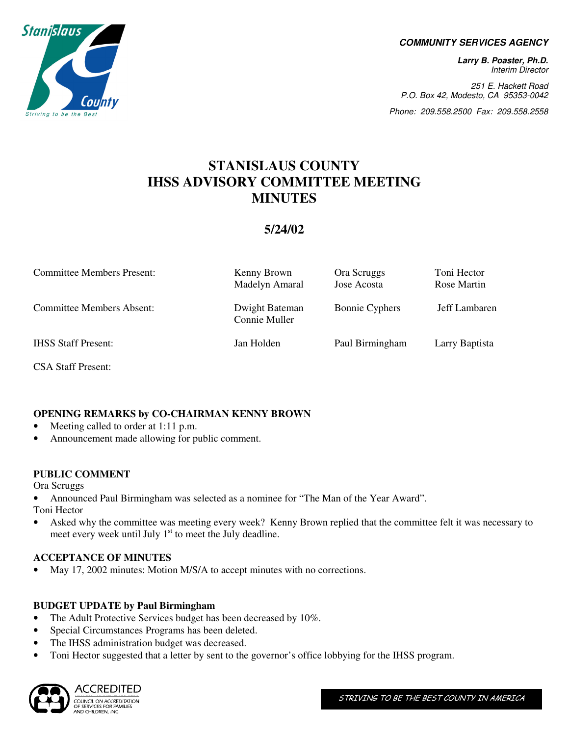**COMMUNITY SERVICES AGENCY**

**Larry B. Poaster, Ph.D.**
*Interim Director*

*251 E. Hackett Road*
*P.O. Box 42, Modesto, CA 95353-0042*

*Phone: 209.558.2500 Fax: 209.558.2558*

# STANISLAUS COUNTY IHSS ADVISORY COMMITTEE MEETING MINUTES

## 5/24/02

| | | | |
|---|---|---|---|
| Committee Members Present: | Kenny Brown<br>Madelyn Amaral | Ora Scruggs<br>Jose Acosta | Toni Hector<br>Rose Martin |
| Committee Members Absent: | Dwight Bateman<br>Connie Muller | Bonnie Cyphers | Jeff Lambaren |
| IHSS Staff Present: | Jan Holden | Paul Birmingham | Larry Baptista |
| CSA Staff Present: | | | |

### OPENING REMARKS by CO-CHAIRMAN KENNY BROWN

- Meeting called to order at 1:11 p.m.
- Announcement made allowing for public comment.

### PUBLIC COMMENT

Ora Scruggs

- Announced Paul Birmingham was selected as a nominee for "The Man of the Year Award".

Toni Hector

- Asked why the committee was meeting every week? Kenny Brown replied that the committee felt it was necessary to meet every week until July 1st to meet the July deadline.

### ACCEPTANCE OF MINUTES

- May 17, 2002 minutes: Motion M/S/A to accept minutes with no corrections.

### BUDGET UPDATE by Paul Birmingham

- The Adult Protective Services budget has been decreased by 10%.
- Special Circumstances Programs has been deleted.
- The IHSS administration budget was decreased.
- Toni Hector suggested that a letter by sent to the governor's office lobbying for the IHSS program.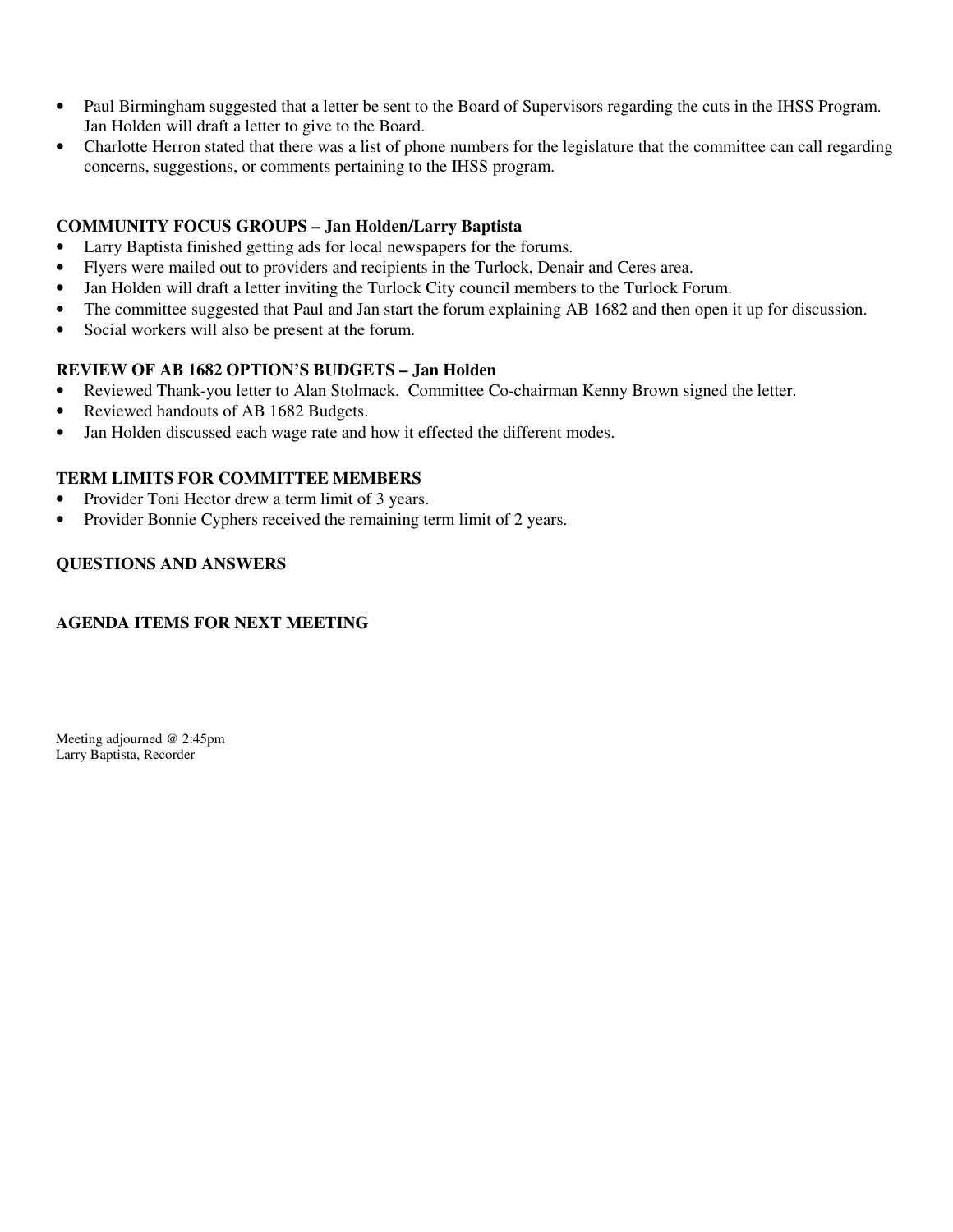- Paul Birmingham suggested that a letter be sent to the Board of Supervisors regarding the cuts in the IHSS Program. Jan Holden will draft a letter to give to the Board.
- Charlotte Herron stated that there was a list of phone numbers for the legislature that the committee can call regarding concerns, suggestions, or comments pertaining to the IHSS program.

**COMMUNITY FOCUS GROUPS – Jan Holden/Larry Baptista**

- Larry Baptista finished getting ads for local newspapers for the forums.
- Flyers were mailed out to providers and recipients in the Turlock, Denair and Ceres area.
- Jan Holden will draft a letter inviting the Turlock City council members to the Turlock Forum.
- The committee suggested that Paul and Jan start the forum explaining AB 1682 and then open it up for discussion.
- Social workers will also be present at the forum.

**REVIEW OF AB 1682 OPTION'S BUDGETS – Jan Holden**

- Reviewed Thank-you letter to Alan Stolmack. Committee Co-chairman Kenny Brown signed the letter.
- Reviewed handouts of AB 1682 Budgets.
- Jan Holden discussed each wage rate and how it effected the different modes.

**TERM LIMITS FOR COMMITTEE MEMBERS**

- Provider Toni Hector drew a term limit of 3 years.
- Provider Bonnie Cyphers received the remaining term limit of 2 years.

**QUESTIONS AND ANSWERS**

**AGENDA ITEMS FOR NEXT MEETING**

Meeting adjourned @ 2:45pm
Larry Baptista, Recorder